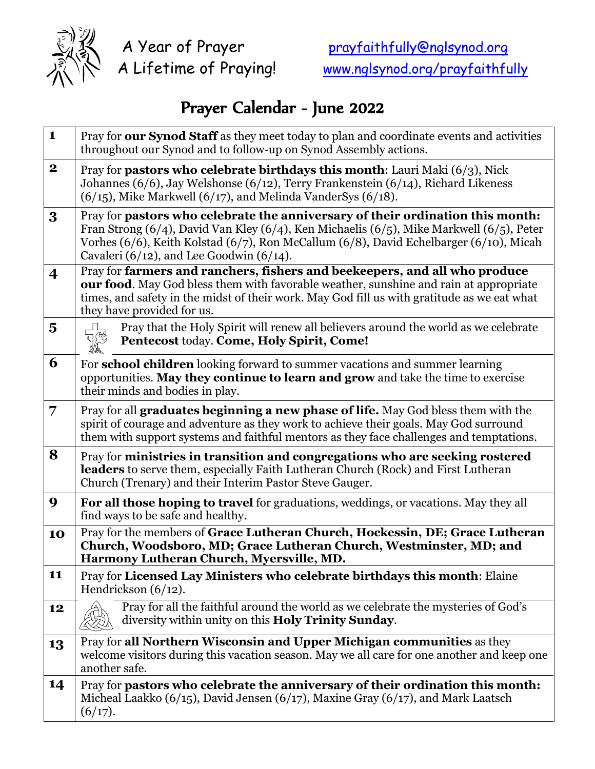A Year of Prayer
A Lifetime of Praying!

prayfaithfully@nglsynod.org
www.nglsynod.org/prayfaithfully

# Prayer Calendar - June 2022

| | |
|---|---|
| **1** | Pray for **our Synod Staff** as they meet today to plan and coordinate events and activities throughout our Synod and to follow-up on Synod Assembly actions. |
| **2** | Pray for **pastors who celebrate birthdays this month**: Lauri Maki (6/3), Nick Johannes (6/6), Jay Welshonse (6/12), Terry Frankenstein (6/14), Richard Likeness (6/15), Mike Markwell (6/17), and Melinda VanderSys (6/18). |
| **3** | Pray for **pastors who celebrate the anniversary of their ordination this month:** Fran Strong (6/4), David Van Kley (6/4), Ken Michaelis (6/5), Mike Markwell (6/5), Peter Vorhes (6/6), Keith Kolstad (6/7), Ron McCallum (6/8), David Echelbarger (6/10), Micah Cavaleri (6/12), and Lee Goodwin (6/14). |
| **4** | Pray for **farmers and ranchers, fishers and beekeepers, and all who produce our food**. May God bless them with favorable weather, sunshine and rain at appropriate times, and safety in the midst of their work. May God fill us with gratitude as we eat what they have provided for us. |
| **5** | Pray that the Holy Spirit will renew all believers around the world as we celebrate **Pentecost** today. **Come, Holy Spirit, Come!** |
| **6** | For **school children** looking forward to summer vacations and summer learning opportunities. **May they continue to learn and grow** and take the time to exercise their minds and bodies in play. |
| **7** | Pray for all **graduates beginning a new phase of life.** May God bless them with the spirit of courage and adventure as they work to achieve their goals. May God surround them with support systems and faithful mentors as they face challenges and temptations. |
| **8** | Pray for **ministries in transition and congregations who are seeking rostered leaders** to serve them, especially Faith Lutheran Church (Rock) and First Lutheran Church (Trenary) and their Interim Pastor Steve Gauger. |
| **9** | **For all those hoping to travel** for graduations, weddings, or vacations. May they all find ways to be safe and healthy. |
| **10** | Pray for the members of **Grace Lutheran Church, Hockessin, DE; Grace Lutheran Church, Woodsboro, MD; Grace Lutheran Church, Westminster, MD; and Harmony Lutheran Church, Myersville, MD.** |
| **11** | Pray for **Licensed Lay Ministers who celebrate birthdays this month**: Elaine Hendrickson (6/12). |
| **12** | Pray for all the faithful around the world as we celebrate the mysteries of God's diversity within unity on this **Holy Trinity Sunday**. |
| **13** | Pray for **all Northern Wisconsin and Upper Michigan communities** as they welcome visitors during this vacation season. May we all care for one another and keep one another safe. |
| **14** | Pray for **pastors who celebrate the anniversary of their ordination this month:** Micheal Laakko (6/15), David Jensen (6/17), Maxine Gray (6/17), and Mark Laatsch (6/17). |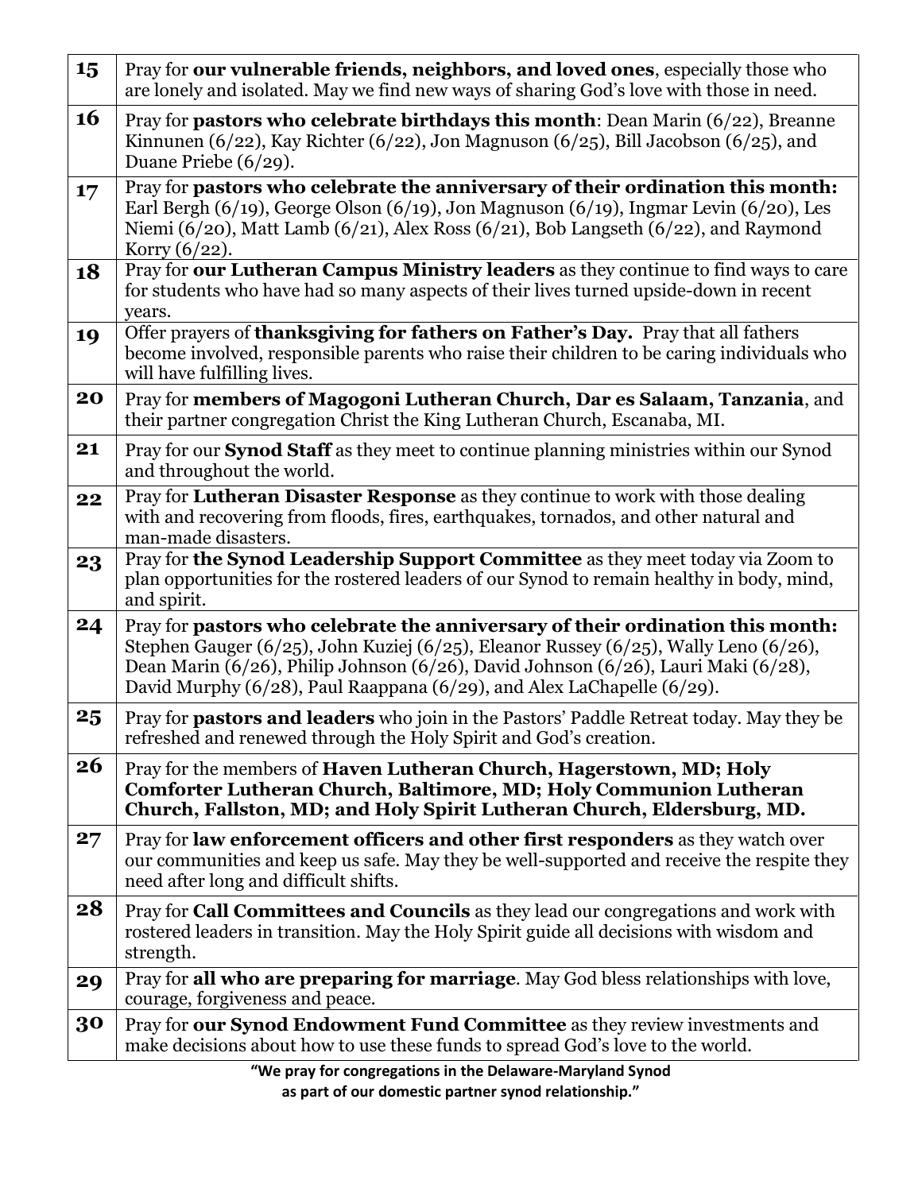| | |
|---|---|
| **15** | Pray for **our vulnerable friends, neighbors, and loved ones**, especially those who are lonely and isolated. May we find new ways of sharing God's love with those in need. |
| **16** | Pray for **pastors who celebrate birthdays this month**: Dean Marin (6/22), Breanne Kinnunen (6/22), Kay Richter (6/22), Jon Magnuson (6/25), Bill Jacobson (6/25), and Duane Priebe (6/29). |
| **17** | Pray for **pastors who celebrate the anniversary of their ordination this month:** Earl Bergh (6/19), George Olson (6/19), Jon Magnuson (6/19), Ingmar Levin (6/20), Les Niemi (6/20), Matt Lamb (6/21), Alex Ross (6/21), Bob Langseth (6/22), and Raymond Korry (6/22). |
| **18** | Pray for **our Lutheran Campus Ministry leaders** as they continue to find ways to care for students who have had so many aspects of their lives turned upside-down in recent years. |
| **19** | Offer prayers of **thanksgiving for fathers on Father's Day.** Pray that all fathers become involved, responsible parents who raise their children to be caring individuals who will have fulfilling lives. |
| **20** | Pray for **members of Magogoni Lutheran Church, Dar es Salaam, Tanzania**, and their partner congregation Christ the King Lutheran Church, Escanaba, MI. |
| **21** | Pray for our **Synod Staff** as they meet to continue planning ministries within our Synod and throughout the world. |
| **22** | Pray for **Lutheran Disaster Response** as they continue to work with those dealing with and recovering from floods, fires, earthquakes, tornados, and other natural and man-made disasters. |
| **23** | Pray for **the Synod Leadership Support Committee** as they meet today via Zoom to plan opportunities for the rostered leaders of our Synod to remain healthy in body, mind, and spirit. |
| **24** | Pray for **pastors who celebrate the anniversary of their ordination this month:** Stephen Gauger (6/25), John Kuziej (6/25), Eleanor Russey (6/25), Wally Leno (6/26), Dean Marin (6/26), Philip Johnson (6/26), David Johnson (6/26), Lauri Maki (6/28), David Murphy (6/28), Paul Raappana (6/29), and Alex LaChapelle (6/29). |
| **25** | Pray for **pastors and leaders** who join in the Pastors' Paddle Retreat today. May they be refreshed and renewed through the Holy Spirit and God's creation. |
| **26** | Pray for the members of **Haven Lutheran Church, Hagerstown, MD; Holy Comforter Lutheran Church, Baltimore, MD; Holy Communion Lutheran Church, Fallston, MD; and Holy Spirit Lutheran Church, Eldersburg, MD.** |
| **27** | Pray for **law enforcement officers and other first responders** as they watch over our communities and keep us safe. May they be well-supported and receive the respite they need after long and difficult shifts. |
| **28** | Pray for **Call Committees and Councils** as they lead our congregations and work with rostered leaders in transition. May the Holy Spirit guide all decisions with wisdom and strength. |
| **29** | Pray for **all who are preparing for marriage**. May God bless relationships with love, courage, forgiveness and peace. |
| **30** | Pray for **our Synod Endowment Fund Committee** as they review investments and make decisions about how to use these funds to spread God's love to the world. |

**"We pray for congregations in the Delaware-Maryland Synod as part of our domestic partner synod relationship."**